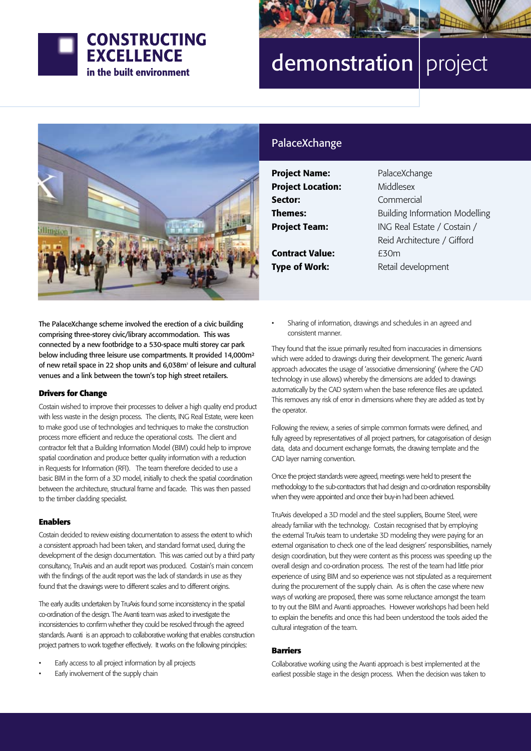**CONSTRUCTING EXCELLENCE**
**in the built environment**

# demonstration | project

## PalaceXchange

| | |
|---|---|
| **Project Name:** | PalaceXchange |
| **Project Location:** | Middlesex |
| **Sector:** | Commercial |
| **Themes:** | Building Information Modelling |
| **Project Team:** | ING Real Estate / Costain / Reid Architecture / Gifford |
| **Contract Value:** | £30m |
| **Type of Work:** | Retail development |

The PalaceXchange scheme involved the erection of a civic building comprising three-storey civic/library accommodation. This was connected by a new footbridge to a 530-space multi storey car park below including three leisure use compartments. It provided 14,000m² of new retail space in 22 shop units and 6,038m² of leisure and cultural venues and a link between the town's top high street retailers.

### Drivers for Change

Costain wished to improve their processes to deliver a high quality end product with less waste in the design process. The clients, ING Real Estate, were keen to make good use of technologies and techniques to make the construction process more efficient and reduce the operational costs. The client and contractor felt that a Building Information Model (BIM) could help to improve spatial coordination and produce better quality information with a reduction in Requests for Information (RFI). The team therefore decided to use a basic BIM in the form of a 3D model, initially to check the spatial coordination between the architecture, structural frame and facade. This was then passed to the timber cladding specialist.

### Enablers

Costain decided to review existing documentation to assess the extent to which a consistent approach had been taken, and standard format used, during the development of the design documentation. This was carried out by a third party consultancy, TruAxis and an audit report was produced. Costain's main concern with the findings of the audit report was the lack of standards in use as they found that the drawings were to different scales and to different origins.

The early audits undertaken by TruAxis found some inconsistency in the spatial co-ordination of the design. The Avanti team was asked to investigate the inconsistencies to confirm whether they could be resolved through the agreed standards. Avanti is an approach to collaborative working that enables construction project partners to work together effectively. It works on the following principles:

- Early access to all project information by all projects
- Early involvement of the supply chain
- Sharing of information, drawings and schedules in an agreed and consistent manner.

They found that the issue primarily resulted from inaccuracies in dimensions which were added to drawings during their development. The generic Avanti approach advocates the usage of 'associative dimensioning' (where the CAD technology in use allows) whereby the dimensions are added to drawings automatically by the CAD system when the base reference files are updated. This removes any risk of error in dimensions where they are added as text by the operator.

Following the review, a series of simple common formats were defined, and fully agreed by representatives of all project partners, for catagorisation of design data, data and document exchange formats, the drawing template and the CAD layer naming convention.

Once the project standards were agreed, meetings were held to present the methodology to the sub-contractors that had design and co-ordination responsibility when they were appointed and once their buy-in had been achieved.

TruAxis developed a 3D model and the steel suppliers, Bourne Steel, were already familiar with the technology. Costain recognised that by employing the external TruAxis team to undertake 3D modeling they were paying for an external organisation to check one of the lead designers' responsibilities, namely design coordination, but they were content as this process was speeding up the overall design and co-ordination process. The rest of the team had little prior experience of using BIM and so experience was not stipulated as a requirement during the procurement of the supply chain. As is often the case where new ways of working are proposed, there was some reluctance amongst the team to try out the BIM and Avanti approaches. However workshops had been held to explain the benefits and once this had been understood the tools aided the cultural integration of the team.

### Barriers

Collaborative working using the Avanti approach is best implemented at the earliest possible stage in the design process. When the decision was taken to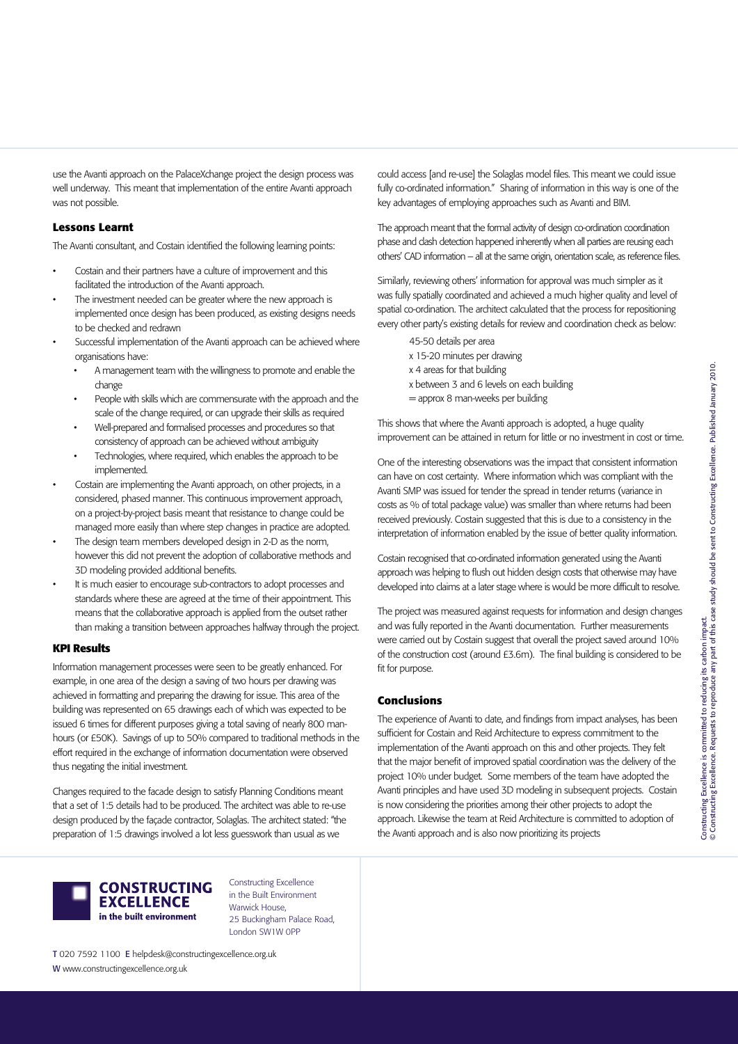use the Avanti approach on the PalaceXchange project the design process was well underway. This meant that implementation of the entire Avanti approach was not possible.

## Lessons Learnt

The Avanti consultant, and Costain identified the following learning points:

- Costain and their partners have a culture of improvement and this facilitated the introduction of the Avanti approach.
- The investment needed can be greater where the new approach is implemented once design has been produced, as existing designs needs to be checked and redrawn
- Successful implementation of the Avanti approach can be achieved where organisations have:
  - A management team with the willingness to promote and enable the change
  - People with skills which are commensurate with the approach and the scale of the change required, or can upgrade their skills as required
  - Well-prepared and formalised processes and procedures so that consistency of approach can be achieved without ambiguity
  - Technologies, where required, which enables the approach to be implemented.
- Costain are implementing the Avanti approach, on other projects, in a considered, phased manner. This continuous improvement approach, on a project-by-project basis meant that resistance to change could be managed more easily than where step changes in practice are adopted.
- The design team members developed design in 2-D as the norm, however this did not prevent the adoption of collaborative methods and 3D modeling provided additional benefits.
- It is much easier to encourage sub-contractors to adopt processes and standards where these are agreed at the time of their appointment. This means that the collaborative approach is applied from the outset rather than making a transition between approaches halfway through the project.

## KPI Results

Information management processes were seen to be greatly enhanced. For example, in one area of the design a saving of two hours per drawing was achieved in formatting and preparing the drawing for issue. This area of the building was represented on 65 drawings each of which was expected to be issued 6 times for different purposes giving a total saving of nearly 800 man-hours (or £50K). Savings of up to 50% compared to traditional methods in the effort required in the exchange of information documentation were observed thus negating the initial investment.

Changes required to the facade design to satisfy Planning Conditions meant that a set of 1:5 details had to be produced. The architect was able to re-use design produced by the façade contractor, Solaglas. The architect stated: "the preparation of 1:5 drawings involved a lot less guesswork than usual as we could access [and re-use] the Solaglas model files. This meant we could issue fully co-ordinated information." Sharing of information in this way is one of the key advantages of employing approaches such as Avanti and BIM.

The approach meant that the formal activity of design co-ordination coordination phase and clash detection happened inherently when all parties are reusing each others' CAD information – all at the same origin, orientation scale, as reference files.

Similarly, reviewing others' information for approval was much simpler as it was fully spatially coordinated and achieved a much higher quality and level of spatial co-ordination. The architect calculated that the process for repositioning every other party's existing details for review and coordination check as below:

45-50 details per area
x 15-20 minutes per drawing
x 4 areas for that building
x between 3 and 6 levels on each building
= approx 8 man-weeks per building

This shows that where the Avanti approach is adopted, a huge quality improvement can be attained in return for little or no investment in cost or time.

One of the interesting observations was the impact that consistent information can have on cost certainty. Where information which was compliant with the Avanti SMP was issued for tender the spread in tender returns (variance in costs as % of total package value) was smaller than where returns had been received previously. Costain suggested that this is due to a consistency in the interpretation of information enabled by the issue of better quality information.

Costain recognised that co-ordinated information generated using the Avanti approach was helping to flush out hidden design costs that otherwise may have developed into claims at a later stage where is would be more difficult to resolve.

The project was measured against requests for information and design changes and was fully reported in the Avanti documentation. Further measurements were carried out by Costain suggest that overall the project saved around 10% of the construction cost (around £3.6m). The final building is considered to be fit for purpose.

## Conclusions

The experience of Avanti to date, and findings from impact analyses, has been sufficient for Costain and Reid Architecture to express commitment to the implementation of the Avanti approach on this and other projects. They felt that the major benefit of improved spatial coordination was the delivery of the project 10% under budget. Some members of the team have adopted the Avanti principles and have used 3D modeling in subsequent projects. Costain is now considering the priorities among their other projects to adopt the approach. Likewise the team at Reid Architecture is committed to adoption of the Avanti approach and is also now prioritizing its projects

Constructing Excellence is committed to reducing its carbon impact.
© Constructing Excellence. Requests to reproduce any part of this case study should be sent to Constructing Excellence. Published January 2010.

**CONSTRUCTING EXCELLENCE in the built environment**

Constructing Excellence in the Built Environment
Warwick House,
25 Buckingham Palace Road,
London SW1W 0PP

T 020 7592 1100 E helpdesk@constructingexcellence.org.uk
W www.constructingexcellence.org.uk